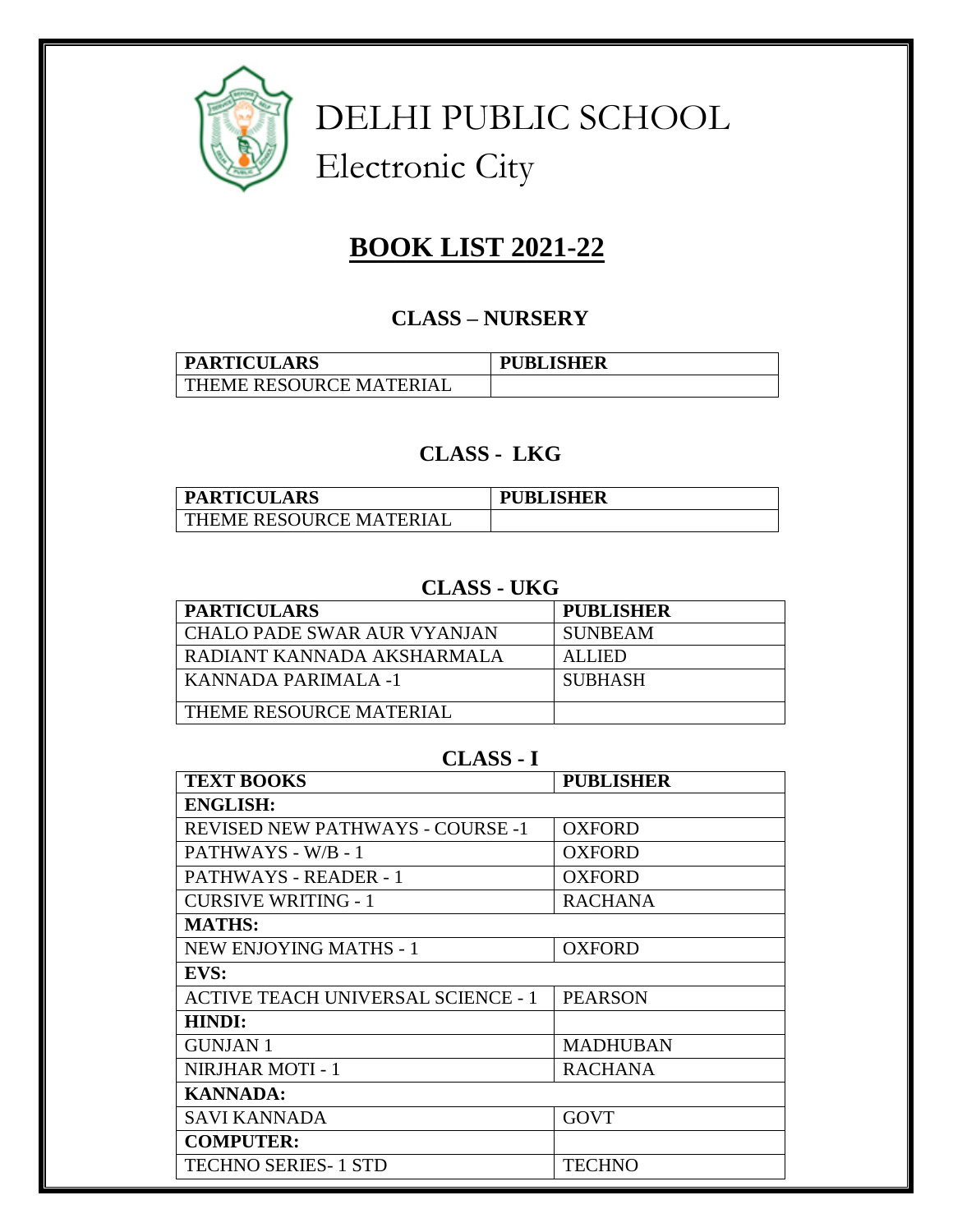# DELHI PUBLIC SCHOOL
## Electronic City

## BOOK LIST 2021-22

### CLASS – NURSERY

| PARTICULARS | PUBLISHER |
|---|---|
| THEME RESOURCE MATERIAL | |

### CLASS - LKG

| PARTICULARS | PUBLISHER |
|---|---|
| THEME RESOURCE MATERIAL | |

### CLASS - UKG

| PARTICULARS | PUBLISHER |
|---|---|
| CHALO PADE SWAR AUR VYANJAN | SUNBEAM |
| RADIANT KANNADA AKSHARMALA | ALLIED |
| KANNADA PARIMALA -1 | SUBHASH |
| THEME RESOURCE MATERIAL | |

### CLASS - I

| TEXT BOOKS | PUBLISHER |
|---|---|
| **ENGLISH:** | |
| REVISED NEW PATHWAYS - COURSE -1 | OXFORD |
| PATHWAYS - W/B - 1 | OXFORD |
| PATHWAYS - READER - 1 | OXFORD |
| CURSIVE WRITING - 1 | RACHANA |
| **MATHS:** | |
| NEW ENJOYING MATHS - 1 | OXFORD |
| **EVS:** | |
| ACTIVE TEACH UNIVERSAL SCIENCE - 1 | PEARSON |
| **HINDI:** | |
| GUNJAN 1 | MADHUBAN |
| NIRJHAR MOTI - 1 | RACHANA |
| **KANNADA:** | |
| SAVI KANNADA | GOVT |
| **COMPUTER:** | |
| TECHNO SERIES- 1 STD | TECHNO |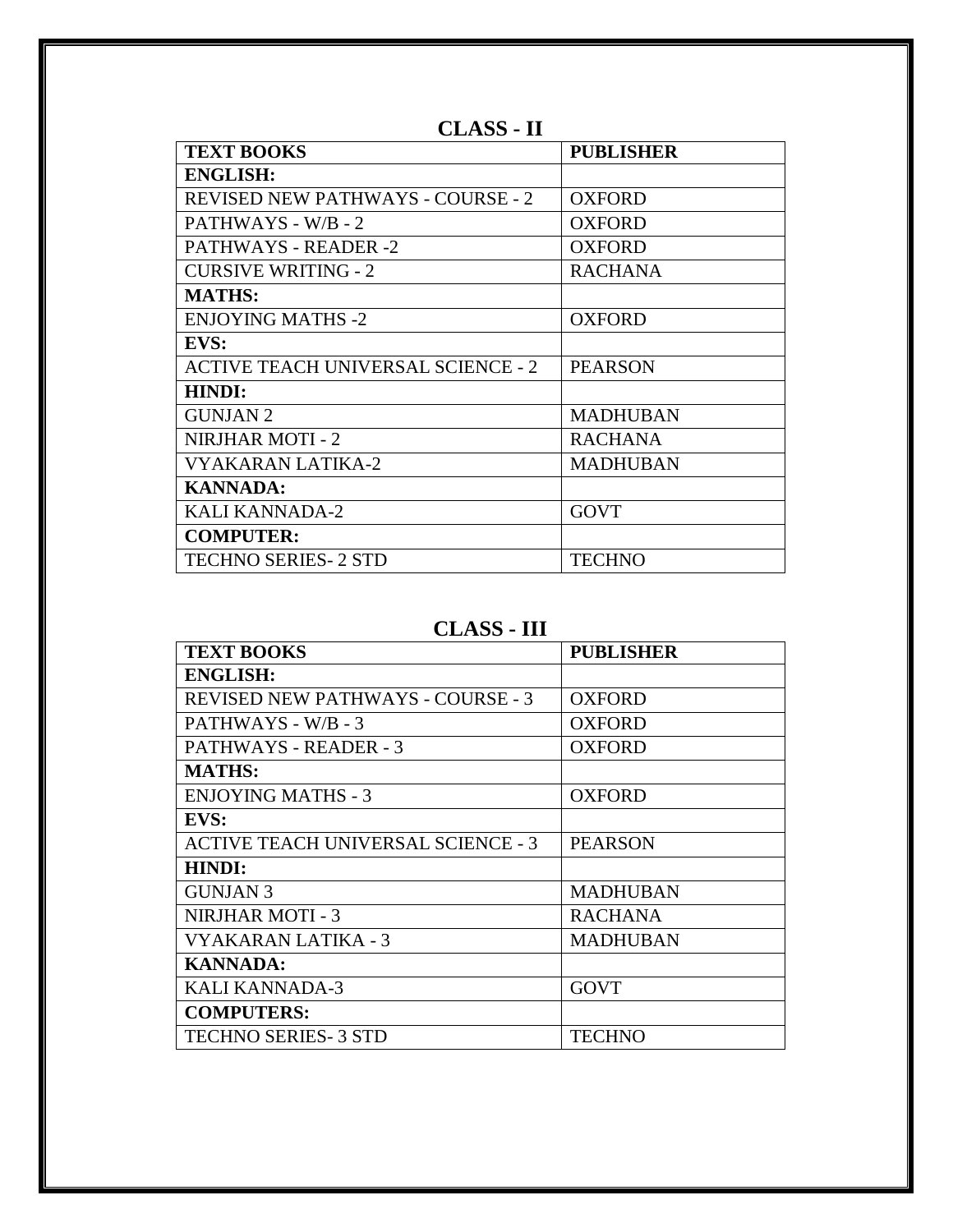## CLASS - II

| TEXT BOOKS | PUBLISHER |
|---|---|
| **ENGLISH:** | |
| REVISED NEW PATHWAYS - COURSE - 2 | OXFORD |
| PATHWAYS - W/B - 2 | OXFORD |
| PATHWAYS - READER -2 | OXFORD |
| CURSIVE WRITING - 2 | RACHANA |
| **MATHS:** | |
| ENJOYING MATHS -2 | OXFORD |
| **EVS:** | |
| ACTIVE TEACH UNIVERSAL SCIENCE - 2 | PEARSON |
| **HINDI:** | |
| GUNJAN 2 | MADHUBAN |
| NIRJHAR MOTI - 2 | RACHANA |
| VYAKARAN LATIKA-2 | MADHUBAN |
| **KANNADA:** | |
| KALI KANNADA-2 | GOVT |
| **COMPUTER:** | |
| TECHNO SERIES- 2 STD | TECHNO |

## CLASS - III

| TEXT BOOKS | PUBLISHER |
|---|---|
| **ENGLISH:** | |
| REVISED NEW PATHWAYS - COURSE - 3 | OXFORD |
| PATHWAYS - W/B - 3 | OXFORD |
| PATHWAYS - READER - 3 | OXFORD |
| **MATHS:** | |
| ENJOYING MATHS - 3 | OXFORD |
| **EVS:** | |
| ACTIVE TEACH UNIVERSAL SCIENCE - 3 | PEARSON |
| **HINDI:** | |
| GUNJAN 3 | MADHUBAN |
| NIRJHAR MOTI - 3 | RACHANA |
| VYAKARAN LATIKA - 3 | MADHUBAN |
| **KANNADA:** | |
| KALI KANNADA-3 | GOVT |
| **COMPUTERS:** | |
| TECHNO SERIES- 3 STD | TECHNO |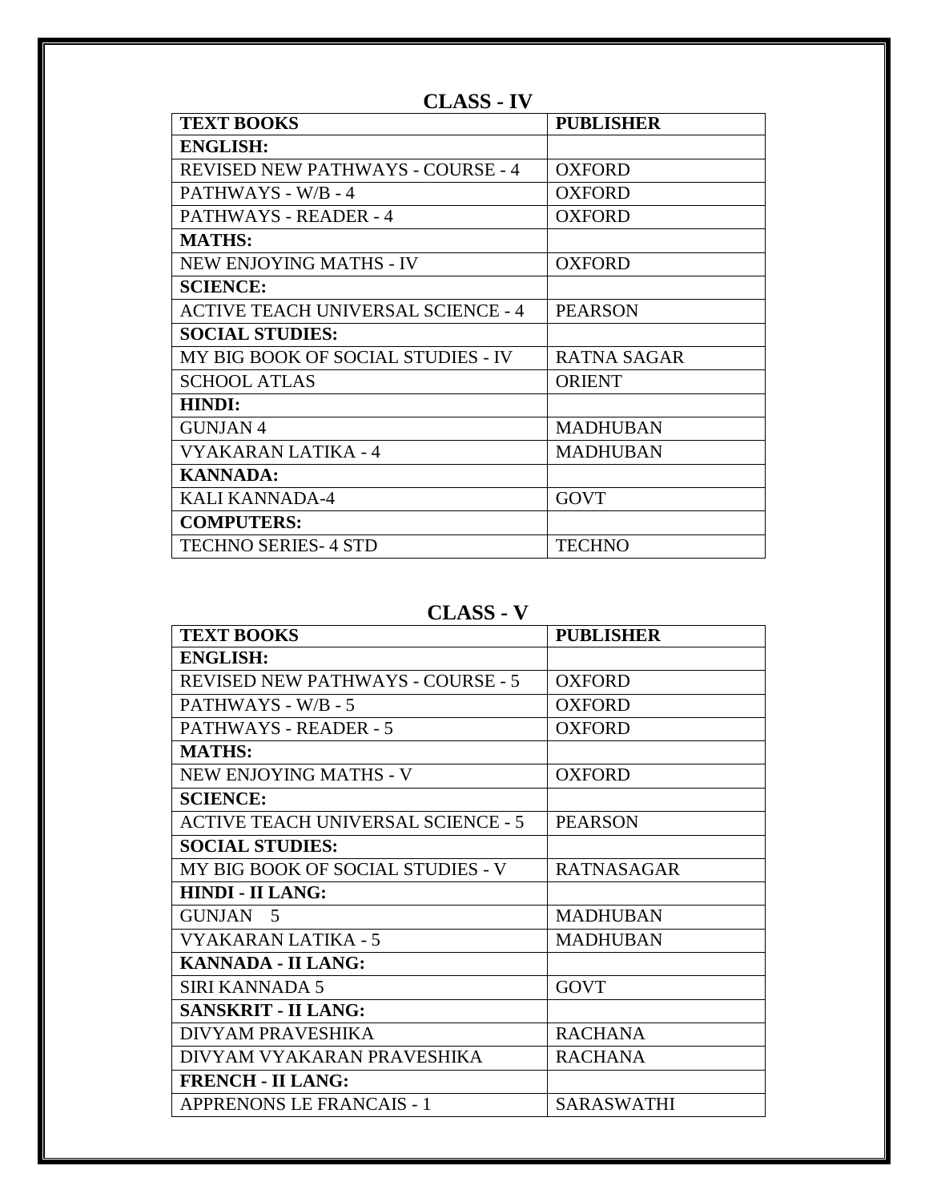## CLASS - IV

| TEXT BOOKS | PUBLISHER |
|---|---|
| **ENGLISH:** | |
| REVISED NEW PATHWAYS - COURSE - 4 | OXFORD |
| PATHWAYS - W/B - 4 | OXFORD |
| PATHWAYS - READER - 4 | OXFORD |
| **MATHS:** | |
| NEW ENJOYING MATHS - IV | OXFORD |
| **SCIENCE:** | |
| ACTIVE TEACH UNIVERSAL SCIENCE - 4 | PEARSON |
| **SOCIAL STUDIES:** | |
| MY BIG BOOK OF SOCIAL STUDIES - IV | RATNA SAGAR |
| SCHOOL ATLAS | ORIENT |
| **HINDI:** | |
| GUNJAN 4 | MADHUBAN |
| VYAKARAN LATIKA - 4 | MADHUBAN |
| **KANNADA:** | |
| KALI KANNADA-4 | GOVT |
| **COMPUTERS:** | |
| TECHNO SERIES- 4 STD | TECHNO |

## CLASS - V

| TEXT BOOKS | PUBLISHER |
|---|---|
| **ENGLISH:** | |
| REVISED NEW PATHWAYS - COURSE - 5 | OXFORD |
| PATHWAYS - W/B - 5 | OXFORD |
| PATHWAYS - READER - 5 | OXFORD |
| **MATHS:** | |
| NEW ENJOYING MATHS - V | OXFORD |
| **SCIENCE:** | |
| ACTIVE TEACH UNIVERSAL SCIENCE - 5 | PEARSON |
| **SOCIAL STUDIES:** | |
| MY BIG BOOK OF SOCIAL STUDIES - V | RATNASAGAR |
| **HINDI - II LANG:** | |
| GUNJAN 5 | MADHUBAN |
| VYAKARAN LATIKA - 5 | MADHUBAN |
| **KANNADA - II LANG:** | |
| SIRI KANNADA 5 | GOVT |
| **SANSKRIT - II LANG:** | |
| DIVYAM PRAVESHIKA | RACHANA |
| DIVYAM VYAKARAN PRAVESHIKA | RACHANA |
| **FRENCH - II LANG:** | |
| APPRENONS LE FRANCAIS - 1 | SARASWATHI |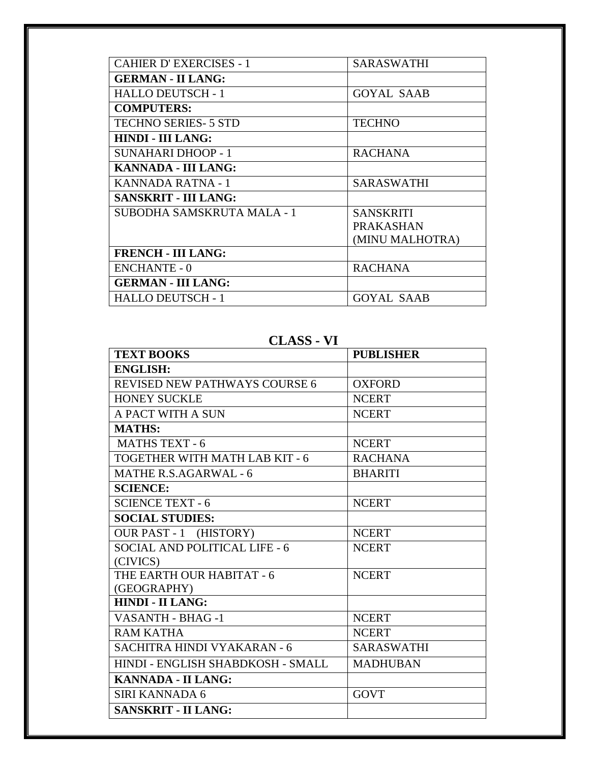| | |
|---|---|
| CAHIER D' EXERCISES - 1 | SARASWATHI |
| **GERMAN - II LANG:** | |
| HALLO DEUTSCH - 1 | GOYAL SAAB |
| **COMPUTERS:** | |
| TECHNO SERIES- 5 STD | TECHNO |
| **HINDI - III LANG:** | |
| SUNAHARI DHOOP - 1 | RACHANA |
| **KANNADA - III LANG:** | |
| KANNADA RATNA - 1 | SARASWATHI |
| **SANSKRIT - III LANG:** | |
| SUBODHA SAMSKRUTA MALA - 1 | SANSKRITI PRAKASHAN (MINU MALHOTRA) |
| **FRENCH - III LANG:** | |
| ENCHANTE - 0 | RACHANA |
| **GERMAN - III LANG:** | |
| HALLO DEUTSCH - 1 | GOYAL SAAB |

## CLASS - VI

| TEXT BOOKS | PUBLISHER |
|---|---|
| **ENGLISH:** | |
| REVISED NEW PATHWAYS COURSE 6 | OXFORD |
| HONEY SUCKLE | NCERT |
| A PACT WITH A SUN | NCERT |
| **MATHS:** | |
| MATHS TEXT - 6 | NCERT |
| TOGETHER WITH MATH LAB KIT - 6 | RACHANA |
| MATHE R.S.AGARWAL - 6 | BHARITI |
| **SCIENCE:** | |
| SCIENCE TEXT - 6 | NCERT |
| **SOCIAL STUDIES:** | |
| OUR PAST - 1 (HISTORY) | NCERT |
| SOCIAL AND POLITICAL LIFE - 6 (CIVICS) | NCERT |
| THE EARTH OUR HABITAT - 6 (GEOGRAPHY) | NCERT |
| **HINDI - II LANG:** | |
| VASANTH - BHAG -1 | NCERT |
| RAM KATHA | NCERT |
| SACHITRA HINDI VYAKARAN - 6 | SARASWATHI |
| HINDI - ENGLISH SHABDKOSH - SMALL | MADHUBAN |
| **KANNADA - II LANG:** | |
| SIRI KANNADA 6 | GOVT |
| **SANSKRIT - II LANG:** | |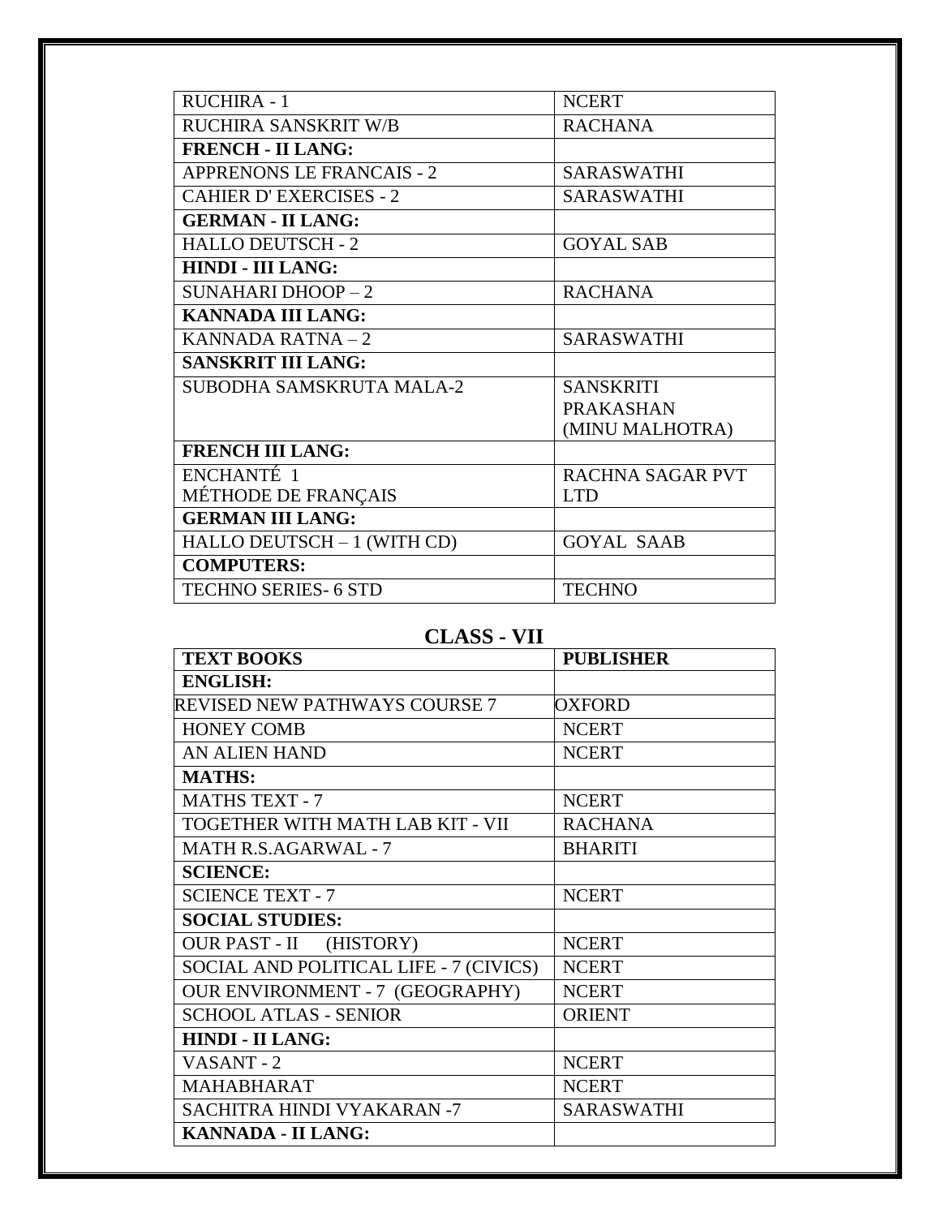| | |
|---|---|
| RUCHIRA - 1 | NCERT |
| RUCHIRA SANSKRIT W/B | RACHANA |
| **FRENCH - II LANG:** | |
| APPRENONS LE FRANCAIS - 2 | SARASWATHI |
| CAHIER D' EXERCISES - 2 | SARASWATHI |
| **GERMAN - II LANG:** | |
| HALLO DEUTSCH - 2 | GOYAL SAB |
| **HINDI - III LANG:** | |
| SUNAHARI DHOOP – 2 | RACHANA |
| **KANNADA III LANG:** | |
| KANNADA RATNA – 2 | SARASWATHI |
| **SANSKRIT III LANG:** | |
| SUBODHA SAMSKRUTA MALA-2 | SANSKRITI PRAKASHAN (MINU MALHOTRA) |
| **FRENCH III LANG:** | |
| ENCHANTÉ 1 MÉTHODE DE FRANÇAIS | RACHNA SAGAR PVT LTD |
| **GERMAN III LANG:** | |
| HALLO DEUTSCH – 1 (WITH CD) | GOYAL SAAB |
| **COMPUTERS:** | |
| TECHNO SERIES- 6 STD | TECHNO |

## CLASS - VII

| TEXT BOOKS | PUBLISHER |
|---|---|
| **ENGLISH:** | |
| REVISED NEW PATHWAYS COURSE 7 | OXFORD |
| HONEY COMB | NCERT |
| AN ALIEN HAND | NCERT |
| **MATHS:** | |
| MATHS TEXT - 7 | NCERT |
| TOGETHER WITH MATH LAB KIT - VII | RACHANA |
| MATH R.S.AGARWAL - 7 | BHARITI |
| **SCIENCE:** | |
| SCIENCE TEXT - 7 | NCERT |
| **SOCIAL STUDIES:** | |
| OUR PAST - II (HISTORY) | NCERT |
| SOCIAL AND POLITICAL LIFE - 7 (CIVICS) | NCERT |
| OUR ENVIRONMENT - 7 (GEOGRAPHY) | NCERT |
| SCHOOL ATLAS - SENIOR | ORIENT |
| **HINDI - II LANG:** | |
| VASANT - 2 | NCERT |
| MAHABHARAT | NCERT |
| SACHITRA HINDI VYAKARAN -7 | SARASWATHI |
| **KANNADA - II LANG:** | |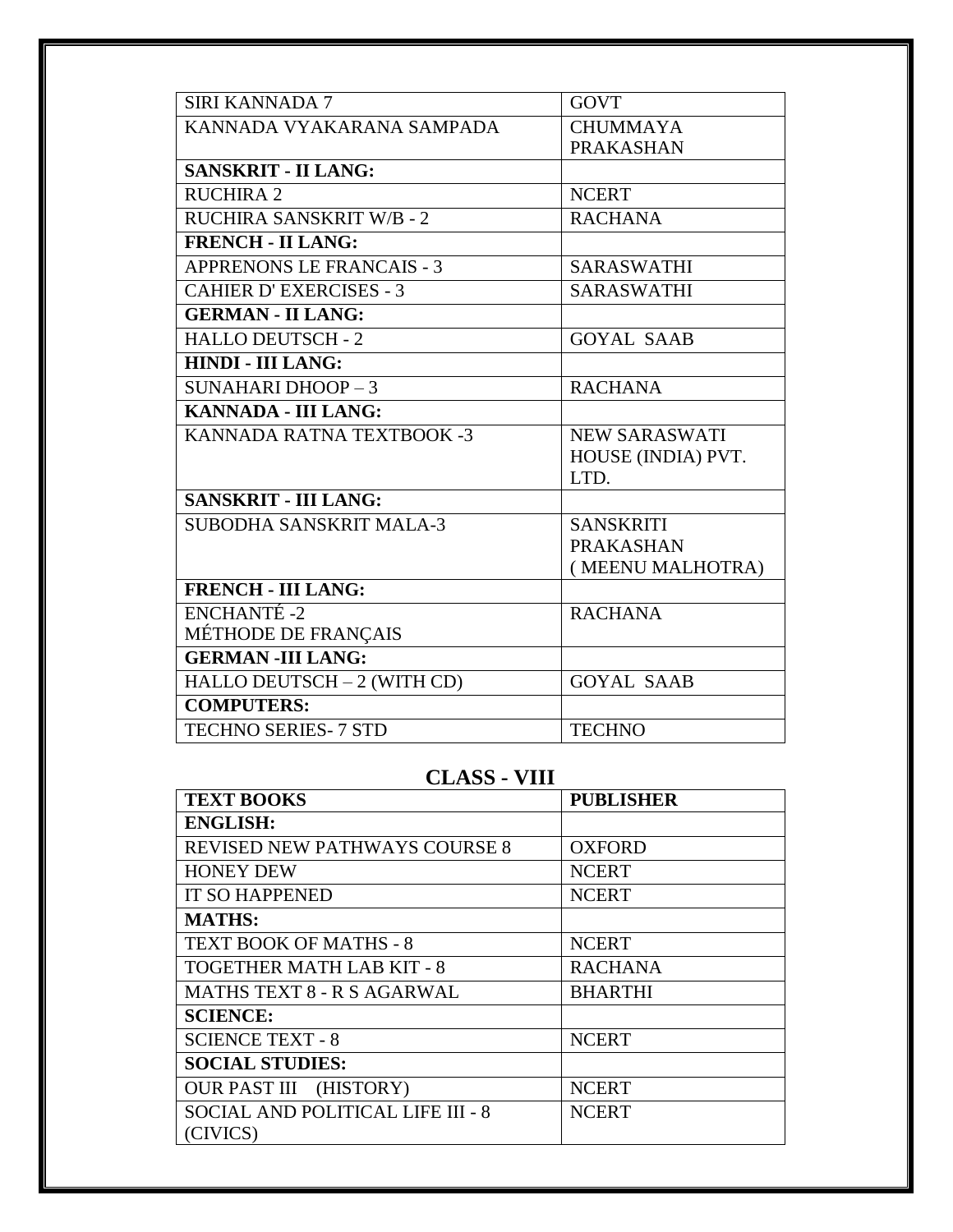| | |
|---|---|
| SIRI KANNADA 7 | GOVT |
| KANNADA VYAKARANA SAMPADA | CHUMMAYA PRAKASHAN |
| **SANSKRIT - II LANG:** | |
| RUCHIRA 2 | NCERT |
| RUCHIRA SANSKRIT W/B - 2 | RACHANA |
| **FRENCH - II LANG:** | |
| APPRENONS LE FRANCAIS - 3 | SARASWATHI |
| CAHIER D' EXERCISES - 3 | SARASWATHI |
| **GERMAN - II LANG:** | |
| HALLO DEUTSCH - 2 | GOYAL SAAB |
| **HINDI - III LANG:** | |
| SUNAHARI DHOOP – 3 | RACHANA |
| **KANNADA - III LANG:** | |
| KANNADA RATNA TEXTBOOK -3 | NEW SARASWATI HOUSE (INDIA) PVT. LTD. |
| **SANSKRIT - III LANG:** | |
| SUBODHA SANSKRIT MALA-3 | SANSKRITI PRAKASHAN ( MEENU MALHOTRA) |
| **FRENCH - III LANG:** | |
| ENCHANTÉ -2 MÉTHODE DE FRANÇAIS | RACHANA |
| **GERMAN -III LANG:** | |
| HALLO DEUTSCH – 2 (WITH CD) | GOYAL SAAB |
| **COMPUTERS:** | |
| TECHNO SERIES- 7 STD | TECHNO |

## CLASS - VIII

| TEXT BOOKS | PUBLISHER |
|---|---|
| **ENGLISH:** | |
| REVISED NEW PATHWAYS COURSE 8 | OXFORD |
| HONEY DEW | NCERT |
| IT SO HAPPENED | NCERT |
| **MATHS:** | |
| TEXT BOOK OF MATHS - 8 | NCERT |
| TOGETHER MATH LAB KIT - 8 | RACHANA |
| MATHS TEXT 8 - R S AGARWAL | BHARTHI |
| **SCIENCE:** | |
| SCIENCE TEXT - 8 | NCERT |
| **SOCIAL STUDIES:** | |
| OUR PAST III (HISTORY) | NCERT |
| SOCIAL AND POLITICAL LIFE III - 8 (CIVICS) | NCERT |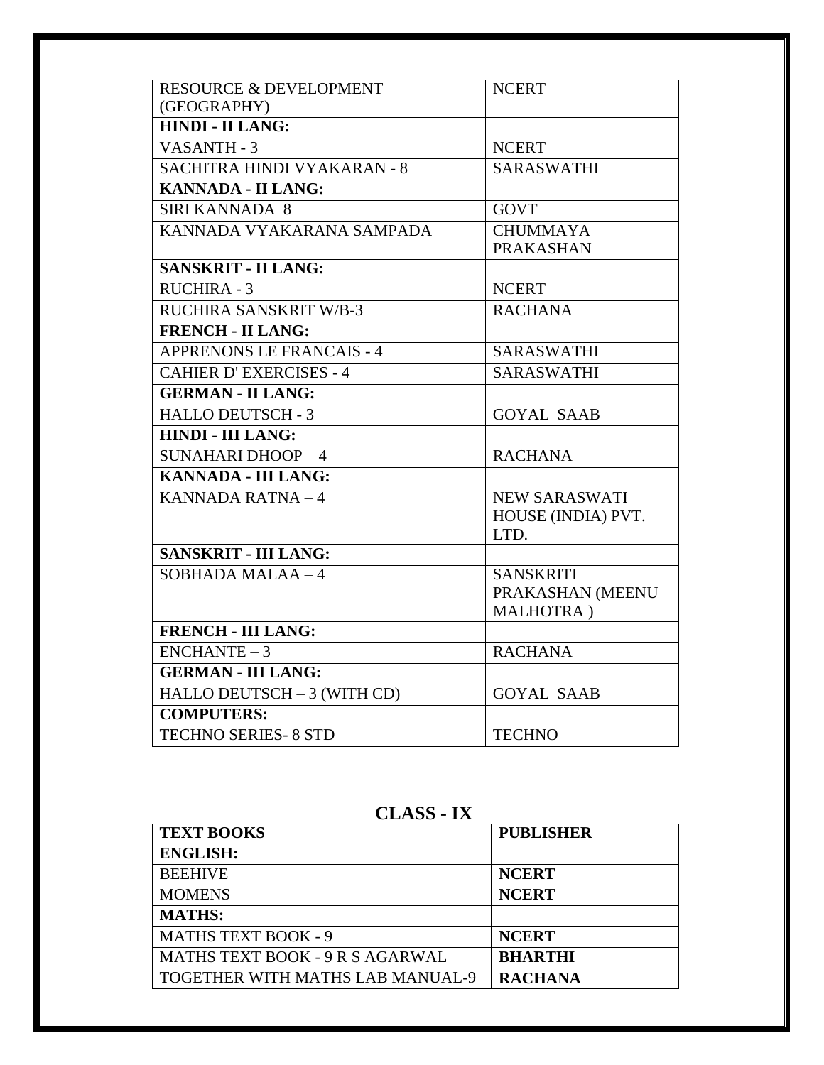| | |
|---|---|
| RESOURCE & DEVELOPMENT (GEOGRAPHY) | NCERT |
| **HINDI - II LANG:** | |
| VASANTH - 3 | NCERT |
| SACHITRA HINDI VYAKARAN - 8 | SARASWATHI |
| **KANNADA - II LANG:** | |
| SIRI KANNADA 8 | GOVT |
| KANNADA VYAKARANA SAMPADA | CHUMMAYA PRAKASHAN |
| **SANSKRIT - II LANG:** | |
| RUCHIRA - 3 | NCERT |
| RUCHIRA SANSKRIT W/B-3 | RACHANA |
| **FRENCH - II LANG:** | |
| APPRENONS LE FRANCAIS - 4 | SARASWATHI |
| CAHIER D' EXERCISES - 4 | SARASWATHI |
| **GERMAN - II LANG:** | |
| HALLO DEUTSCH - 3 | GOYAL SAAB |
| **HINDI - III LANG:** | |
| SUNAHARI DHOOP – 4 | RACHANA |
| **KANNADA - III LANG:** | |
| KANNADA RATNA – 4 | NEW SARASWATI HOUSE (INDIA) PVT. LTD. |
| **SANSKRIT - III LANG:** | |
| SOBHADA MALAA – 4 | SANSKRITI PRAKASHAN (MEENU MALHOTRA ) |
| **FRENCH - III LANG:** | |
| ENCHANTE – 3 | RACHANA |
| **GERMAN - III LANG:** | |
| HALLO DEUTSCH – 3 (WITH CD) | GOYAL SAAB |
| **COMPUTERS:** | |
| TECHNO SERIES- 8 STD | TECHNO |

## CLASS - IX

| **TEXT BOOKS** | **PUBLISHER** |
|---|---|
| **ENGLISH:** | |
| BEEHIVE | **NCERT** |
| MOMENS | **NCERT** |
| **MATHS:** | |
| MATHS TEXT BOOK - 9 | **NCERT** |
| MATHS TEXT BOOK - 9 R S AGARWAL | **BHARTHI** |
| TOGETHER WITH MATHS LAB MANUAL-9 | **RACHANA** |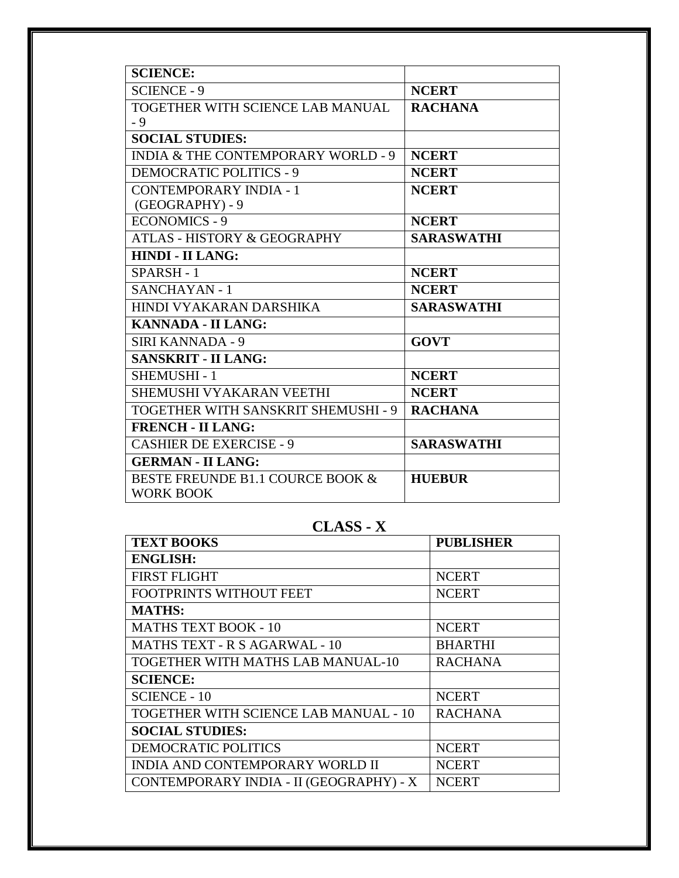| **SCIENCE:** | |
|---|---|
| SCIENCE - 9 | **NCERT** |
| TOGETHER WITH SCIENCE LAB MANUAL - 9 | **RACHANA** |
| **SOCIAL STUDIES:** | |
| INDIA & THE CONTEMPORARY WORLD - 9 | **NCERT** |
| DEMOCRATIC POLITICS - 9 | **NCERT** |
| CONTEMPORARY INDIA - 1 (GEOGRAPHY) - 9 | **NCERT** |
| ECONOMICS - 9 | **NCERT** |
| ATLAS - HISTORY & GEOGRAPHY | **SARASWATHI** |
| **HINDI - II LANG:** | |
| SPARSH - 1 | **NCERT** |
| SANCHAYAN - 1 | **NCERT** |
| HINDI VYAKARAN DARSHIKA | **SARASWATHI** |
| **KANNADA - II LANG:** | |
| SIRI KANNADA - 9 | **GOVT** |
| **SANSKRIT - II LANG:** | |
| SHEMUSHI - 1 | **NCERT** |
| SHEMUSHI VYAKARAN VEETHI | **NCERT** |
| TOGETHER WITH SANSKRIT SHEMUSHI - 9 | **RACHANA** |
| **FRENCH - II LANG:** | |
| CASHIER DE EXERCISE - 9 | **SARASWATHI** |
| **GERMAN - II LANG:** | |
| BESTE FREUNDE B1.1 COURCE BOOK & WORK BOOK | **HUEBUR** |

## CLASS - X

| **TEXT BOOKS** | **PUBLISHER** |
|---|---|
| **ENGLISH:** | |
| FIRST FLIGHT | NCERT |
| FOOTPRINTS WITHOUT FEET | NCERT |
| **MATHS:** | |
| MATHS TEXT BOOK - 10 | NCERT |
| MATHS TEXT - R S AGARWAL - 10 | BHARTHI |
| TOGETHER WITH MATHS LAB MANUAL-10 | RACHANA |
| **SCIENCE:** | |
| SCIENCE - 10 | NCERT |
| TOGETHER WITH SCIENCE LAB MANUAL - 10 | RACHANA |
| **SOCIAL STUDIES:** | |
| DEMOCRATIC POLITICS | NCERT |
| INDIA AND CONTEMPORARY WORLD II | NCERT |
| CONTEMPORARY INDIA - II (GEOGRAPHY) - X | NCERT |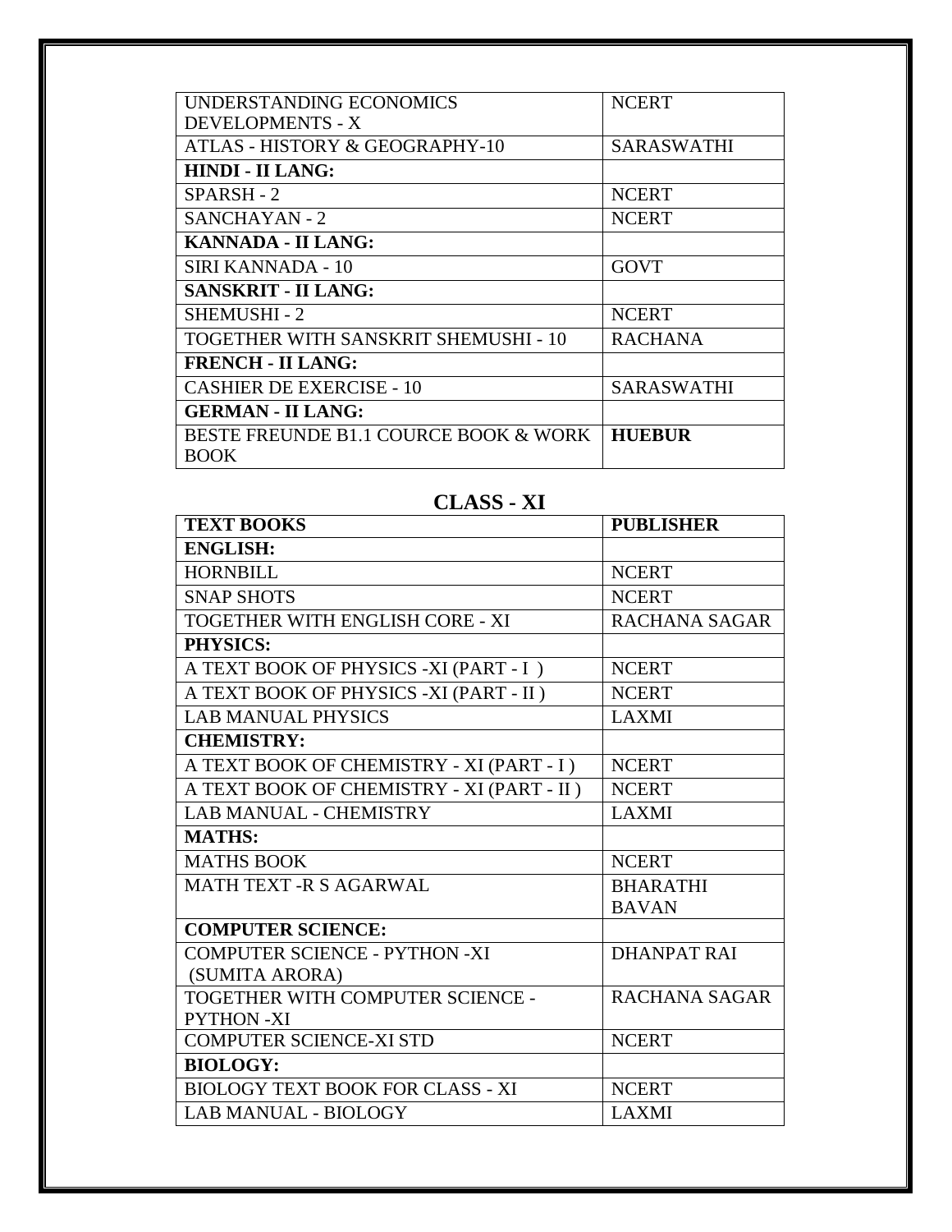| | |
|---|---|
| UNDERSTANDING ECONOMICS DEVELOPMENTS - X | NCERT |
| ATLAS - HISTORY & GEOGRAPHY-10 | SARASWATHI |
| **HINDI - II LANG:** | |
| SPARSH - 2 | NCERT |
| SANCHAYAN - 2 | NCERT |
| **KANNADA - II LANG:** | |
| SIRI KANNADA - 10 | GOVT |
| **SANSKRIT - II LANG:** | |
| SHEMUSHI - 2 | NCERT |
| TOGETHER WITH SANSKRIT SHEMUSHI - 10 | RACHANA |
| **FRENCH - II LANG:** | |
| CASHIER DE EXERCISE - 10 | SARASWATHI |
| **GERMAN - II LANG:** | |
| BESTE FREUNDE B1.1 COURCE BOOK & WORK BOOK | **HUEBUR** |

## CLASS - XI

| **TEXT BOOKS** | **PUBLISHER** |
|---|---|
| **ENGLISH:** | |
| HORNBILL | NCERT |
| SNAP SHOTS | NCERT |
| TOGETHER WITH ENGLISH CORE - XI | RACHANA SAGAR |
| **PHYSICS:** | |
| A TEXT BOOK OF PHYSICS -XI (PART - I ) | NCERT |
| A TEXT BOOK OF PHYSICS -XI (PART - II ) | NCERT |
| LAB MANUAL PHYSICS | LAXMI |
| **CHEMISTRY:** | |
| A TEXT BOOK OF CHEMISTRY - XI (PART - I ) | NCERT |
| A TEXT BOOK OF CHEMISTRY - XI (PART - II ) | NCERT |
| LAB MANUAL - CHEMISTRY | LAXMI |
| **MATHS:** | |
| MATHS BOOK | NCERT |
| MATH TEXT -R S AGARWAL | BHARATHI BAVAN |
| **COMPUTER SCIENCE:** | |
| COMPUTER SCIENCE - PYTHON -XI (SUMITA ARORA) | DHANPAT RAI |
| TOGETHER WITH COMPUTER SCIENCE - PYTHON -XI | RACHANA SAGAR |
| COMPUTER SCIENCE-XI STD | NCERT |
| **BIOLOGY:** | |
| BIOLOGY TEXT BOOK FOR CLASS - XI | NCERT |
| LAB MANUAL - BIOLOGY | LAXMI |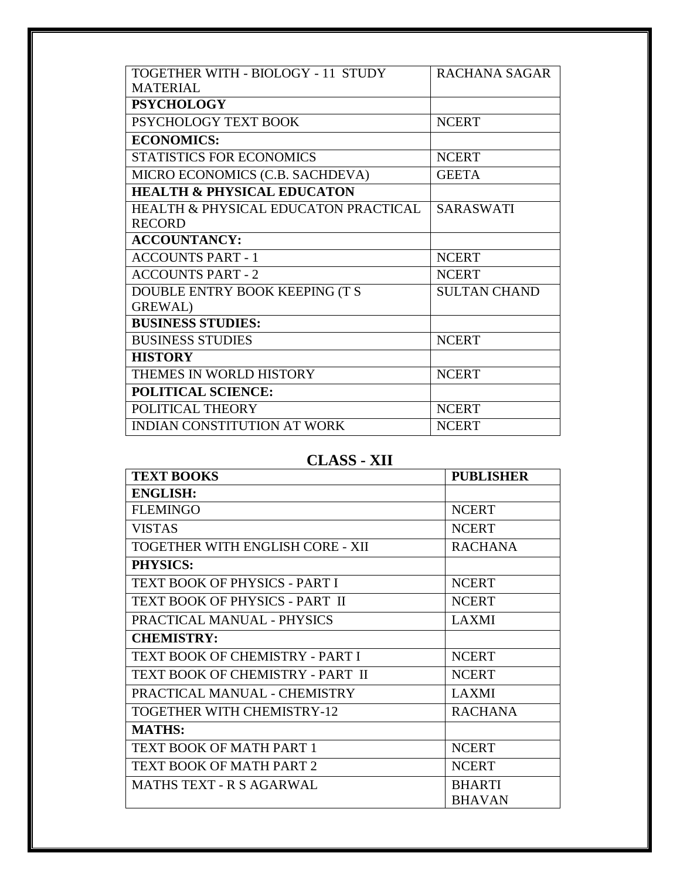| | |
|---|---|
| TOGETHER WITH - BIOLOGY - 11 STUDY MATERIAL | RACHANA SAGAR |
| **PSYCHOLOGY** | |
| PSYCHOLOGY TEXT BOOK | NCERT |
| **ECONOMICS:** | |
| STATISTICS FOR ECONOMICS | NCERT |
| MICRO ECONOMICS (C.B. SACHDEVA) | GEETA |
| **HEALTH & PHYSICAL EDUCATON** | |
| HEALTH & PHYSICAL EDUCATON PRACTICAL RECORD | SARASWATI |
| **ACCOUNTANCY:** | |
| ACCOUNTS PART - 1 | NCERT |
| ACCOUNTS PART - 2 | NCERT |
| DOUBLE ENTRY BOOK KEEPING (T S GREWAL) | SULTAN CHAND |
| **BUSINESS STUDIES:** | |
| BUSINESS STUDIES | NCERT |
| **HISTORY** | |
| THEMES IN WORLD HISTORY | NCERT |
| **POLITICAL SCIENCE:** | |
| POLITICAL THEORY | NCERT |
| INDIAN CONSTITUTION AT WORK | NCERT |

## CLASS - XII

| TEXT BOOKS | PUBLISHER |
|---|---|
| **ENGLISH:** | |
| FLEMINGO | NCERT |
| VISTAS | NCERT |
| TOGETHER WITH ENGLISH CORE - XII | RACHANA |
| **PHYSICS:** | |
| TEXT BOOK OF PHYSICS - PART I | NCERT |
| TEXT BOOK OF PHYSICS - PART II | NCERT |
| PRACTICAL MANUAL - PHYSICS | LAXMI |
| **CHEMISTRY:** | |
| TEXT BOOK OF CHEMISTRY - PART I | NCERT |
| TEXT BOOK OF CHEMISTRY - PART II | NCERT |
| PRACTICAL MANUAL - CHEMISTRY | LAXMI |
| TOGETHER WITH CHEMISTRY-12 | RACHANA |
| **MATHS:** | |
| TEXT BOOK OF MATH PART 1 | NCERT |
| TEXT BOOK OF MATH PART 2 | NCERT |
| MATHS TEXT - R S AGARWAL | BHARTI BHAVAN |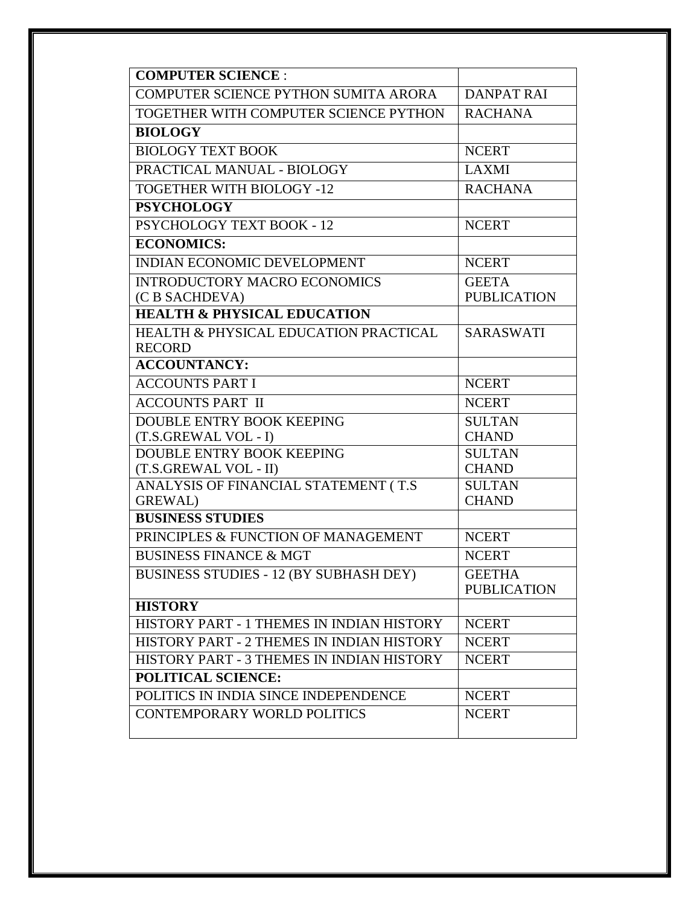| | |
|---|---|
| **COMPUTER SCIENCE** : | |
| COMPUTER SCIENCE PYTHON SUMITA ARORA | DANPAT RAI |
| TOGETHER WITH COMPUTER SCIENCE PYTHON | RACHANA |
| **BIOLOGY** | |
| BIOLOGY TEXT BOOK | NCERT |
| PRACTICAL MANUAL - BIOLOGY | LAXMI |
| TOGETHER WITH BIOLOGY -12 | RACHANA |
| **PSYCHOLOGY** | |
| PSYCHOLOGY TEXT BOOK - 12 | NCERT |
| **ECONOMICS:** | |
| INDIAN ECONOMIC DEVELOPMENT | NCERT |
| INTRODUCTORY MACRO ECONOMICS (C B SACHDEVA) | GEETA PUBLICATION |
| **HEALTH & PHYSICAL EDUCATION** | |
| HEALTH & PHYSICAL EDUCATION PRACTICAL RECORD | SARASWATI |
| **ACCOUNTANCY:** | |
| ACCOUNTS PART I | NCERT |
| ACCOUNTS PART II | NCERT |
| DOUBLE ENTRY BOOK KEEPING (T.S.GREWAL VOL - I) | SULTAN CHAND |
| DOUBLE ENTRY BOOK KEEPING (T.S.GREWAL VOL - II) | SULTAN CHAND |
| ANALYSIS OF FINANCIAL STATEMENT ( T.S GREWAL) | SULTAN CHAND |
| **BUSINESS STUDIES** | |
| PRINCIPLES & FUNCTION OF MANAGEMENT | NCERT |
| BUSINESS FINANCE & MGT | NCERT |
| BUSINESS STUDIES - 12 (BY SUBHASH DEY) | GEETHA PUBLICATION |
| **HISTORY** | |
| HISTORY PART - 1 THEMES IN INDIAN HISTORY | NCERT |
| HISTORY PART - 2 THEMES IN INDIAN HISTORY | NCERT |
| HISTORY PART - 3 THEMES IN INDIAN HISTORY | NCERT |
| **POLITICAL SCIENCE:** | |
| POLITICS IN INDIA SINCE INDEPENDENCE | NCERT |
| CONTEMPORARY WORLD POLITICS | NCERT |